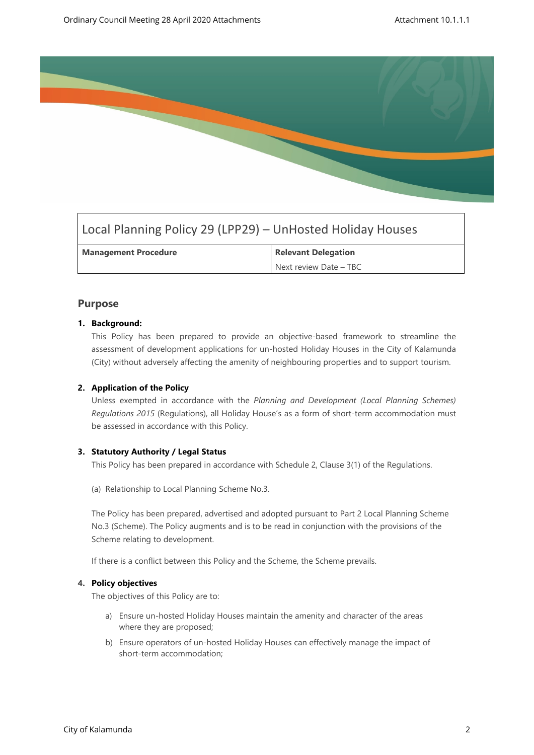# Local Planning Policy 29 (LPP29) – UnHosted Holiday Houses

| Management Procedure | Relevant Delegation |
|---|---|
| | Next review Date – TBC |

## Purpose

**1. Background:**

This Policy has been prepared to provide an objective-based framework to streamline the assessment of development applications for un-hosted Holiday Houses in the City of Kalamunda (City) without adversely affecting the amenity of neighbouring properties and to support tourism.

**2. Application of the Policy**

Unless exempted in accordance with the *Planning and Development (Local Planning Schemes) Regulations 2015* (Regulations), all Holiday House's as a form of short-term accommodation must be assessed in accordance with this Policy.

**3. Statutory Authority / Legal Status**

This Policy has been prepared in accordance with Schedule 2, Clause 3(1) of the Regulations.

(a) Relationship to Local Planning Scheme No.3.

The Policy has been prepared, advertised and adopted pursuant to Part 2 Local Planning Scheme No.3 (Scheme). The Policy augments and is to be read in conjunction with the provisions of the Scheme relating to development.

If there is a conflict between this Policy and the Scheme, the Scheme prevails.

**4. Policy objectives**

The objectives of this Policy are to:

a) Ensure un-hosted Holiday Houses maintain the amenity and character of the areas where they are proposed;

b) Ensure operators of un-hosted Holiday Houses can effectively manage the impact of short-term accommodation;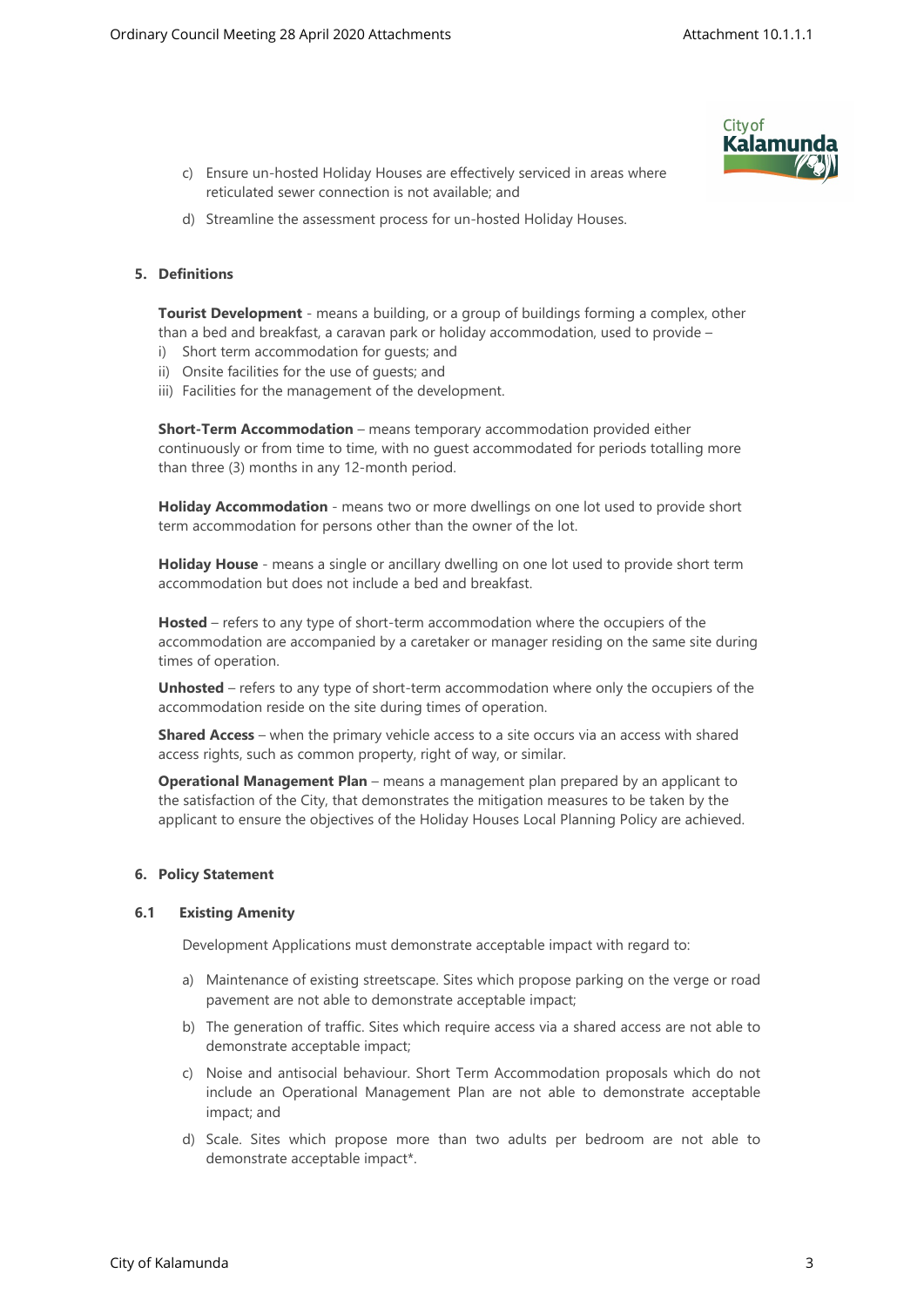c) Ensure un-hosted Holiday Houses are effectively serviced in areas where reticulated sewer connection is not available; and

d) Streamline the assessment process for un-hosted Holiday Houses.

## 5. Definitions

**Tourist Development** - means a building, or a group of buildings forming a complex, other than a bed and breakfast, a caravan park or holiday accommodation, used to provide –

i) Short term accommodation for guests; and
ii) Onsite facilities for the use of guests; and
iii) Facilities for the management of the development.

**Short-Term Accommodation** – means temporary accommodation provided either continuously or from time to time, with no guest accommodated for periods totalling more than three (3) months in any 12-month period.

**Holiday Accommodation** - means two or more dwellings on one lot used to provide short term accommodation for persons other than the owner of the lot.

**Holiday House** - means a single or ancillary dwelling on one lot used to provide short term accommodation but does not include a bed and breakfast.

**Hosted** – refers to any type of short-term accommodation where the occupiers of the accommodation are accompanied by a caretaker or manager residing on the same site during times of operation.

**Unhosted** – refers to any type of short-term accommodation where only the occupiers of the accommodation reside on the site during times of operation.

**Shared Access** – when the primary vehicle access to a site occurs via an access with shared access rights, such as common property, right of way, or similar.

**Operational Management Plan** – means a management plan prepared by an applicant to the satisfaction of the City, that demonstrates the mitigation measures to be taken by the applicant to ensure the objectives of the Holiday Houses Local Planning Policy are achieved.

## 6. Policy Statement

### 6.1 Existing Amenity

Development Applications must demonstrate acceptable impact with regard to:

a) Maintenance of existing streetscape. Sites which propose parking on the verge or road pavement are not able to demonstrate acceptable impact;

b) The generation of traffic. Sites which require access via a shared access are not able to demonstrate acceptable impact;

c) Noise and antisocial behaviour. Short Term Accommodation proposals which do not include an Operational Management Plan are not able to demonstrate acceptable impact; and

d) Scale. Sites which propose more than two adults per bedroom are not able to demonstrate acceptable impact*.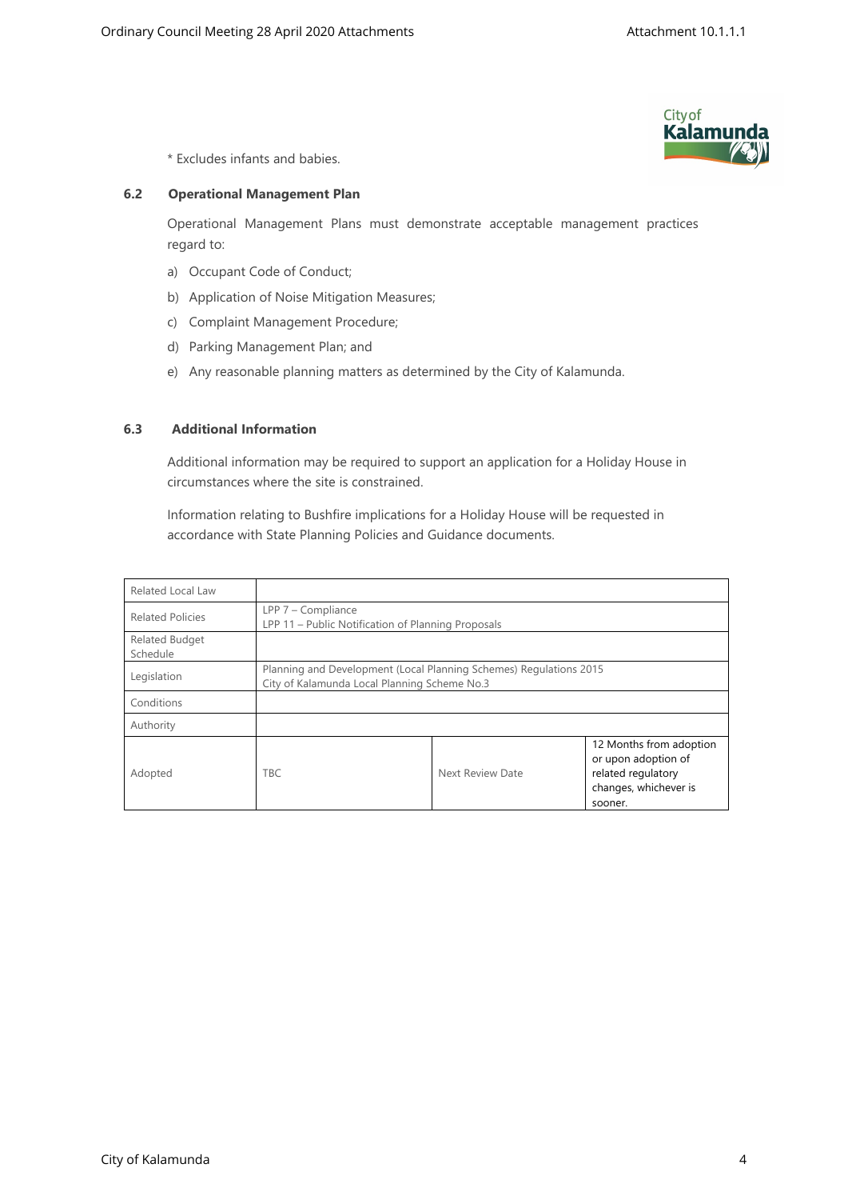* Excludes infants and babies.

### 6.2 Operational Management Plan

Operational Management Plans must demonstrate acceptable management practices regard to:

a) Occupant Code of Conduct;

b) Application of Noise Mitigation Measures;

c) Complaint Management Procedure;

d) Parking Management Plan; and

e) Any reasonable planning matters as determined by the City of Kalamunda.

### 6.3 Additional Information

Additional information may be required to support an application for a Holiday House in circumstances where the site is constrained.

Information relating to Bushfire implications for a Holiday House will be requested in accordance with State Planning Policies and Guidance documents.

| | | | |
|---|---|---|---|
| Related Local Law | | | |
| Related Policies | LPP 7 – Compliance<br>LPP 11 – Public Notification of Planning Proposals | | |
| Related Budget Schedule | | | |
| Legislation | Planning and Development (Local Planning Schemes) Regulations 2015<br>City of Kalamunda Local Planning Scheme No.3 | | |
| Conditions | | | |
| Authority | | | |
| Adopted | TBC | Next Review Date | 12 Months from adoption or upon adoption of related regulatory changes, whichever is sooner. |